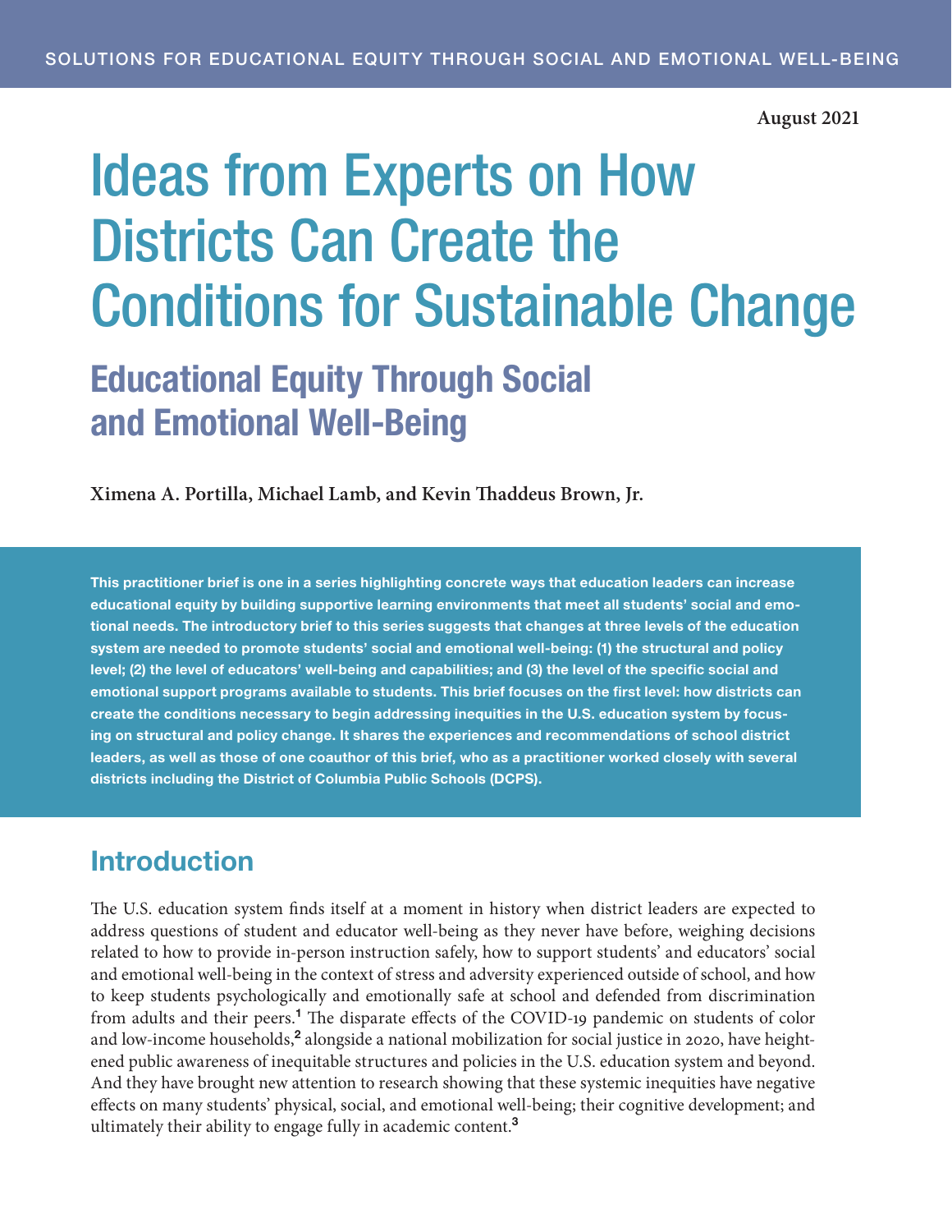SOLUTIONS FOR EDUCATIONAL EQUITY THROUGH SOCIAL AND EMOTIONAL WELL-BEING

**August 2021**

# Ideas from Experts on How Districts Can Create the Conditions for Sustainable Change

## Educational Equity Through Social and Emotional Well-Being

**Ximena A. Portilla, Michael Lamb, and Kevin Thaddeus Brown, Jr.**

**This practitioner brief is one in a series highlighting concrete ways that education leaders can increase educational equity by building supportive learning environments that meet all students' social and emotional needs. The introductory brief to this series suggests that changes at three levels of the education system are needed to promote students' social and emotional well-being: (1) the structural and policy level; (2) the level of educators' well-being and capabilities; and (3) the level of the specific social and emotional support programs available to students. This brief focuses on the first level: how districts can create the conditions necessary to begin addressing inequities in the U.S. education system by focusing on structural and policy change. It shares the experiences and recommendations of school district leaders, as well as those of one coauthor of this brief, who as a practitioner worked closely with several districts including the District of Columbia Public Schools (DCPS).**

## Introduction

The U.S. education system finds itself at a moment in history when district leaders are expected to address questions of student and educator well-being as they never have before, weighing decisions related to how to provide in-person instruction safely, how to support students' and educators' social and emotional well-being in the context of stress and adversity experienced outside of school, and how to keep students psychologically and emotionally safe at school and defended from discrimination from adults and their peers.[1] The disparate effects of the COVID-19 pandemic on students of color and low-income households,[2] alongside a national mobilization for social justice in 2020, have heightened public awareness of inequitable structures and policies in the U.S. education system and beyond. And they have brought new attention to research showing that these systemic inequities have negative effects on many students' physical, social, and emotional well-being; their cognitive development; and ultimately their ability to engage fully in academic content.[3]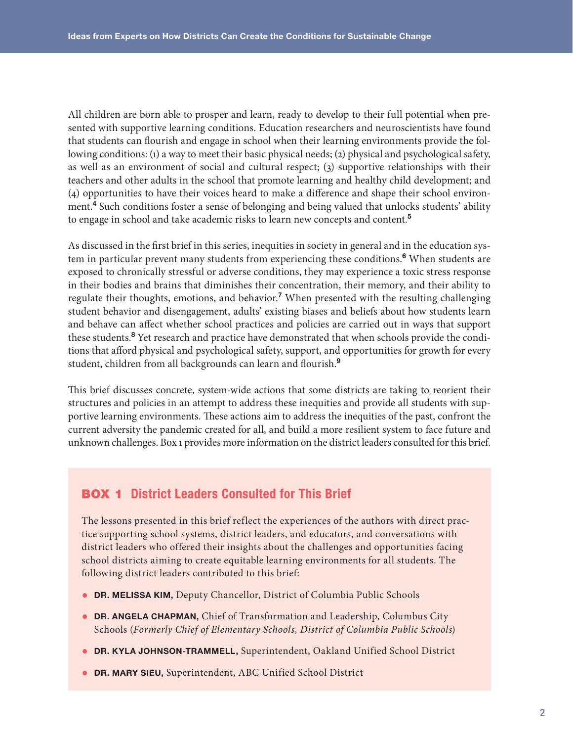All children are born able to prosper and learn, ready to develop to their full potential when presented with supportive learning conditions. Education researchers and neuroscientists have found that students can flourish and engage in school when their learning environments provide the following conditions: (1) a way to meet their basic physical needs; (2) physical and psychological safety, as well as an environment of social and cultural respect; (3) supportive relationships with their teachers and other adults in the school that promote learning and healthy child development; and (4) opportunities to have their voices heard to make a difference and shape their school environment.[4] Such conditions foster a sense of belonging and being valued that unlocks students' ability to engage in school and take academic risks to learn new concepts and content.[5]

As discussed in the first brief in this series, inequities in society in general and in the education system in particular prevent many students from experiencing these conditions.[6] When students are exposed to chronically stressful or adverse conditions, they may experience a toxic stress response in their bodies and brains that diminishes their concentration, their memory, and their ability to regulate their thoughts, emotions, and behavior.[7] When presented with the resulting challenging student behavior and disengagement, adults' existing biases and beliefs about how students learn and behave can affect whether school practices and policies are carried out in ways that support these students.[8] Yet research and practice have demonstrated that when schools provide the conditions that afford physical and psychological safety, support, and opportunities for growth for every student, children from all backgrounds can learn and flourish.[9]

This brief discusses concrete, system-wide actions that some districts are taking to reorient their structures and policies in an attempt to address these inequities and provide all students with supportive learning environments. These actions aim to address the inequities of the past, confront the current adversity the pandemic created for all, and build a more resilient system to face future and unknown challenges. Box 1 provides more information on the district leaders consulted for this brief.

### BOX 1 District Leaders Consulted for This Brief

The lessons presented in this brief reflect the experiences of the authors with direct practice supporting school systems, district leaders, and educators, and conversations with district leaders who offered their insights about the challenges and opportunities facing school districts aiming to create equitable learning environments for all students. The following district leaders contributed to this brief:

- **DR. MELISSA KIM,** Deputy Chancellor, District of Columbia Public Schools
- **DR. ANGELA CHAPMAN,** Chief of Transformation and Leadership, Columbus City Schools (*Formerly Chief of Elementary Schools, District of Columbia Public Schools*)
- **DR. KYLA JOHNSON-TRAMMELL,** Superintendent, Oakland Unified School District
- **DR. MARY SIEU,** Superintendent, ABC Unified School District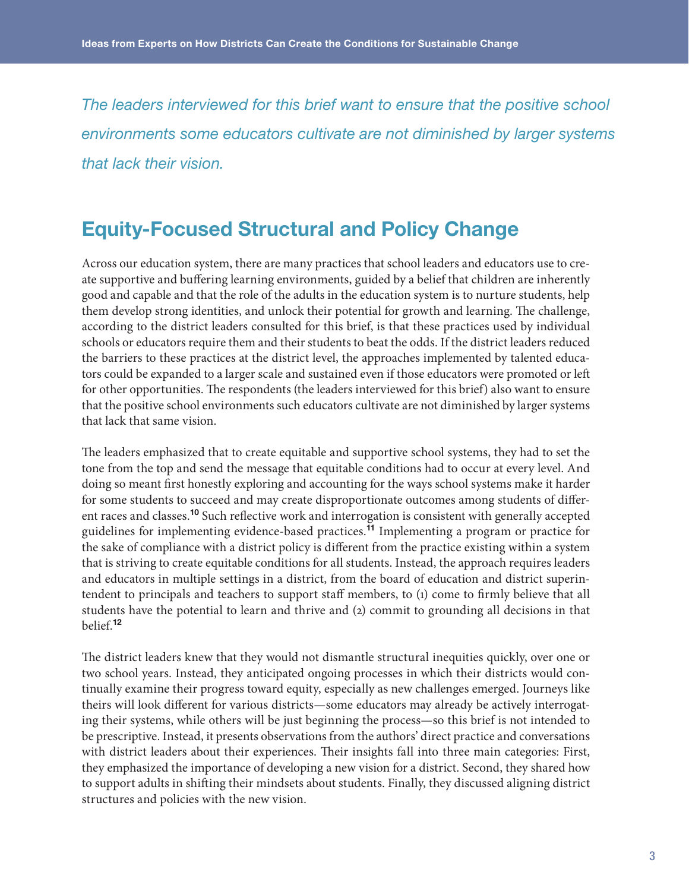*The leaders interviewed for this brief want to ensure that the positive school environments some educators cultivate are not diminished by larger systems that lack their vision.*

## Equity-Focused Structural and Policy Change

Across our education system, there are many practices that school leaders and educators use to create supportive and buffering learning environments, guided by a belief that children are inherently good and capable and that the role of the adults in the education system is to nurture students, help them develop strong identities, and unlock their potential for growth and learning. The challenge, according to the district leaders consulted for this brief, is that these practices used by individual schools or educators require them and their students to beat the odds. If the district leaders reduced the barriers to these practices at the district level, the approaches implemented by talented educators could be expanded to a larger scale and sustained even if those educators were promoted or left for other opportunities. The respondents (the leaders interviewed for this brief) also want to ensure that the positive school environments such educators cultivate are not diminished by larger systems that lack that same vision.

The leaders emphasized that to create equitable and supportive school systems, they had to set the tone from the top and send the message that equitable conditions had to occur at every level. And doing so meant first honestly exploring and accounting for the ways school systems make it harder for some students to succeed and may create disproportionate outcomes among students of different races and classes.[10] Such reflective work and interrogation is consistent with generally accepted guidelines for implementing evidence-based practices.[11] Implementing a program or practice for the sake of compliance with a district policy is different from the practice existing within a system that is striving to create equitable conditions for all students. Instead, the approach requires leaders and educators in multiple settings in a district, from the board of education and district superintendent to principals and teachers to support staff members, to (1) come to firmly believe that all students have the potential to learn and thrive and (2) commit to grounding all decisions in that belief.[12]

The district leaders knew that they would not dismantle structural inequities quickly, over one or two school years. Instead, they anticipated ongoing processes in which their districts would continually examine their progress toward equity, especially as new challenges emerged. Journeys like theirs will look different for various districts—some educators may already be actively interrogating their systems, while others will be just beginning the process—so this brief is not intended to be prescriptive. Instead, it presents observations from the authors' direct practice and conversations with district leaders about their experiences. Their insights fall into three main categories: First, they emphasized the importance of developing a new vision for a district. Second, they shared how to support adults in shifting their mindsets about students. Finally, they discussed aligning district structures and policies with the new vision.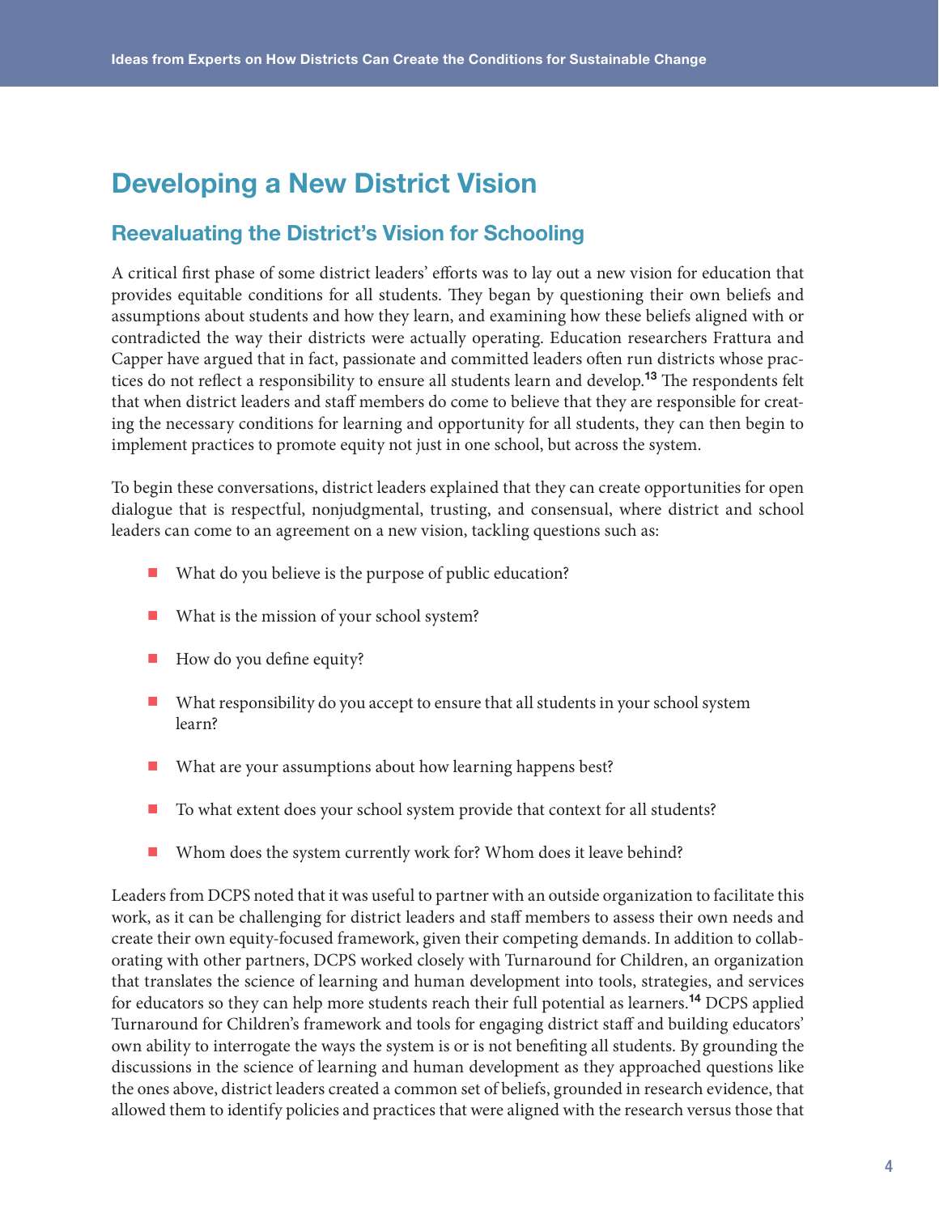# Developing a New District Vision

## Reevaluating the District's Vision for Schooling

A critical first phase of some district leaders' efforts was to lay out a new vision for education that provides equitable conditions for all students. They began by questioning their own beliefs and assumptions about students and how they learn, and examining how these beliefs aligned with or contradicted the way their districts were actually operating. Education researchers Frattura and Capper have argued that in fact, passionate and committed leaders often run districts whose practices do not reflect a responsibility to ensure all students learn and develop.[13] The respondents felt that when district leaders and staff members do come to believe that they are responsible for creating the necessary conditions for learning and opportunity for all students, they can then begin to implement practices to promote equity not just in one school, but across the system.

To begin these conversations, district leaders explained that they can create opportunities for open dialogue that is respectful, nonjudgmental, trusting, and consensual, where district and school leaders can come to an agreement on a new vision, tackling questions such as:

- What do you believe is the purpose of public education?
- What is the mission of your school system?
- How do you define equity?
- What responsibility do you accept to ensure that all students in your school system learn?
- What are your assumptions about how learning happens best?
- To what extent does your school system provide that context for all students?
- Whom does the system currently work for? Whom does it leave behind?

Leaders from DCPS noted that it was useful to partner with an outside organization to facilitate this work, as it can be challenging for district leaders and staff members to assess their own needs and create their own equity-focused framework, given their competing demands. In addition to collaborating with other partners, DCPS worked closely with Turnaround for Children, an organization that translates the science of learning and human development into tools, strategies, and services for educators so they can help more students reach their full potential as learners.[14] DCPS applied Turnaround for Children's framework and tools for engaging district staff and building educators' own ability to interrogate the ways the system is or is not benefiting all students. By grounding the discussions in the science of learning and human development as they approached questions like the ones above, district leaders created a common set of beliefs, grounded in research evidence, that allowed them to identify policies and practices that were aligned with the research versus those that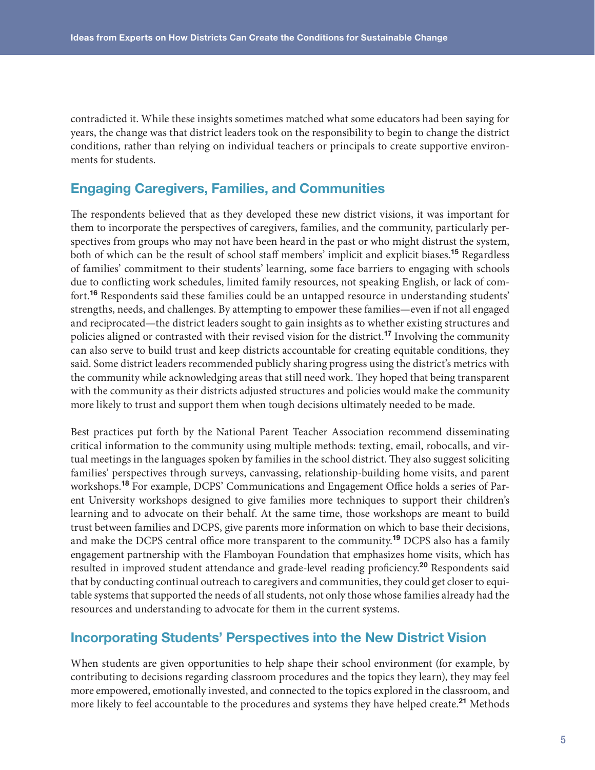contradicted it. While these insights sometimes matched what some educators had been saying for years, the change was that district leaders took on the responsibility to begin to change the district conditions, rather than relying on individual teachers or principals to create supportive environments for students.

## Engaging Caregivers, Families, and Communities

The respondents believed that as they developed these new district visions, it was important for them to incorporate the perspectives of caregivers, families, and the community, particularly perspectives from groups who may not have been heard in the past or who might distrust the system, both of which can be the result of school staff members' implicit and explicit biases.[15] Regardless of families' commitment to their students' learning, some face barriers to engaging with schools due to conflicting work schedules, limited family resources, not speaking English, or lack of comfort.[16] Respondents said these families could be an untapped resource in understanding students' strengths, needs, and challenges. By attempting to empower these families—even if not all engaged and reciprocated—the district leaders sought to gain insights as to whether existing structures and policies aligned or contrasted with their revised vision for the district.[17] Involving the community can also serve to build trust and keep districts accountable for creating equitable conditions, they said. Some district leaders recommended publicly sharing progress using the district's metrics with the community while acknowledging areas that still need work. They hoped that being transparent with the community as their districts adjusted structures and policies would make the community more likely to trust and support them when tough decisions ultimately needed to be made.

Best practices put forth by the National Parent Teacher Association recommend disseminating critical information to the community using multiple methods: texting, email, robocalls, and virtual meetings in the languages spoken by families in the school district. They also suggest soliciting families' perspectives through surveys, canvassing, relationship-building home visits, and parent workshops.[18] For example, DCPS' Communications and Engagement Office holds a series of Parent University workshops designed to give families more techniques to support their children's learning and to advocate on their behalf. At the same time, those workshops are meant to build trust between families and DCPS, give parents more information on which to base their decisions, and make the DCPS central office more transparent to the community.[19] DCPS also has a family engagement partnership with the Flamboyan Foundation that emphasizes home visits, which has resulted in improved student attendance and grade-level reading proficiency.[20] Respondents said that by conducting continual outreach to caregivers and communities, they could get closer to equitable systems that supported the needs of all students, not only those whose families already had the resources and understanding to advocate for them in the current systems.

## Incorporating Students' Perspectives into the New District Vision

When students are given opportunities to help shape their school environment (for example, by contributing to decisions regarding classroom procedures and the topics they learn), they may feel more empowered, emotionally invested, and connected to the topics explored in the classroom, and more likely to feel accountable to the procedures and systems they have helped create.[21] Methods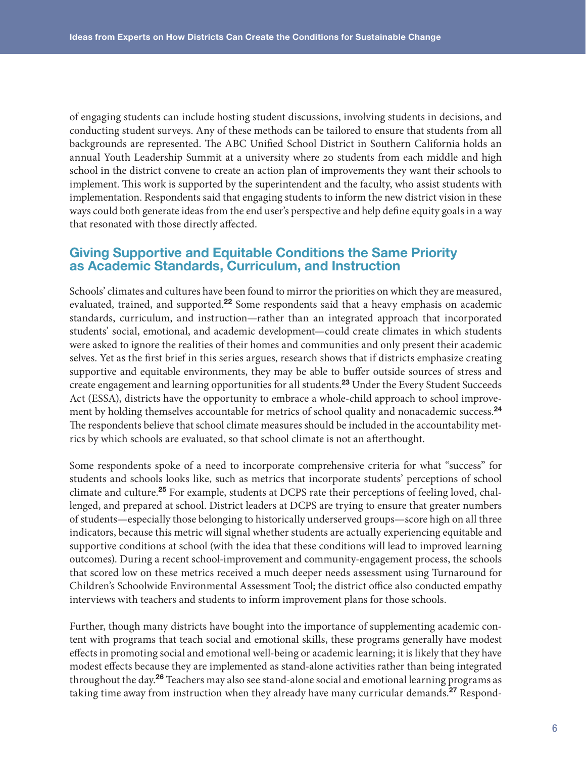of engaging students can include hosting student discussions, involving students in decisions, and conducting student surveys. Any of these methods can be tailored to ensure that students from all backgrounds are represented. The ABC Unified School District in Southern California holds an annual Youth Leadership Summit at a university where 20 students from each middle and high school in the district convene to create an action plan of improvements they want their schools to implement. This work is supported by the superintendent and the faculty, who assist students with implementation. Respondents said that engaging students to inform the new district vision in these ways could both generate ideas from the end user's perspective and help define equity goals in a way that resonated with those directly affected.

## Giving Supportive and Equitable Conditions the Same Priority as Academic Standards, Curriculum, and Instruction

Schools' climates and cultures have been found to mirror the priorities on which they are measured, evaluated, trained, and supported.[22] Some respondents said that a heavy emphasis on academic standards, curriculum, and instruction—rather than an integrated approach that incorporated students' social, emotional, and academic development—could create climates in which students were asked to ignore the realities of their homes and communities and only present their academic selves. Yet as the first brief in this series argues, research shows that if districts emphasize creating supportive and equitable environments, they may be able to buffer outside sources of stress and create engagement and learning opportunities for all students.[23] Under the Every Student Succeeds Act (ESSA), districts have the opportunity to embrace a whole-child approach to school improvement by holding themselves accountable for metrics of school quality and nonacademic success.[24] The respondents believe that school climate measures should be included in the accountability metrics by which schools are evaluated, so that school climate is not an afterthought.

Some respondents spoke of a need to incorporate comprehensive criteria for what "success" for students and schools looks like, such as metrics that incorporate students' perceptions of school climate and culture.[25] For example, students at DCPS rate their perceptions of feeling loved, challenged, and prepared at school. District leaders at DCPS are trying to ensure that greater numbers of students—especially those belonging to historically underserved groups—score high on all three indicators, because this metric will signal whether students are actually experiencing equitable and supportive conditions at school (with the idea that these conditions will lead to improved learning outcomes). During a recent school-improvement and community-engagement process, the schools that scored low on these metrics received a much deeper needs assessment using Turnaround for Children's Schoolwide Environmental Assessment Tool; the district office also conducted empathy interviews with teachers and students to inform improvement plans for those schools.

Further, though many districts have bought into the importance of supplementing academic content with programs that teach social and emotional skills, these programs generally have modest effects in promoting social and emotional well-being or academic learning; it is likely that they have modest effects because they are implemented as stand-alone activities rather than being integrated throughout the day.[26] Teachers may also see stand-alone social and emotional learning programs as taking time away from instruction when they already have many curricular demands.[27] Respond-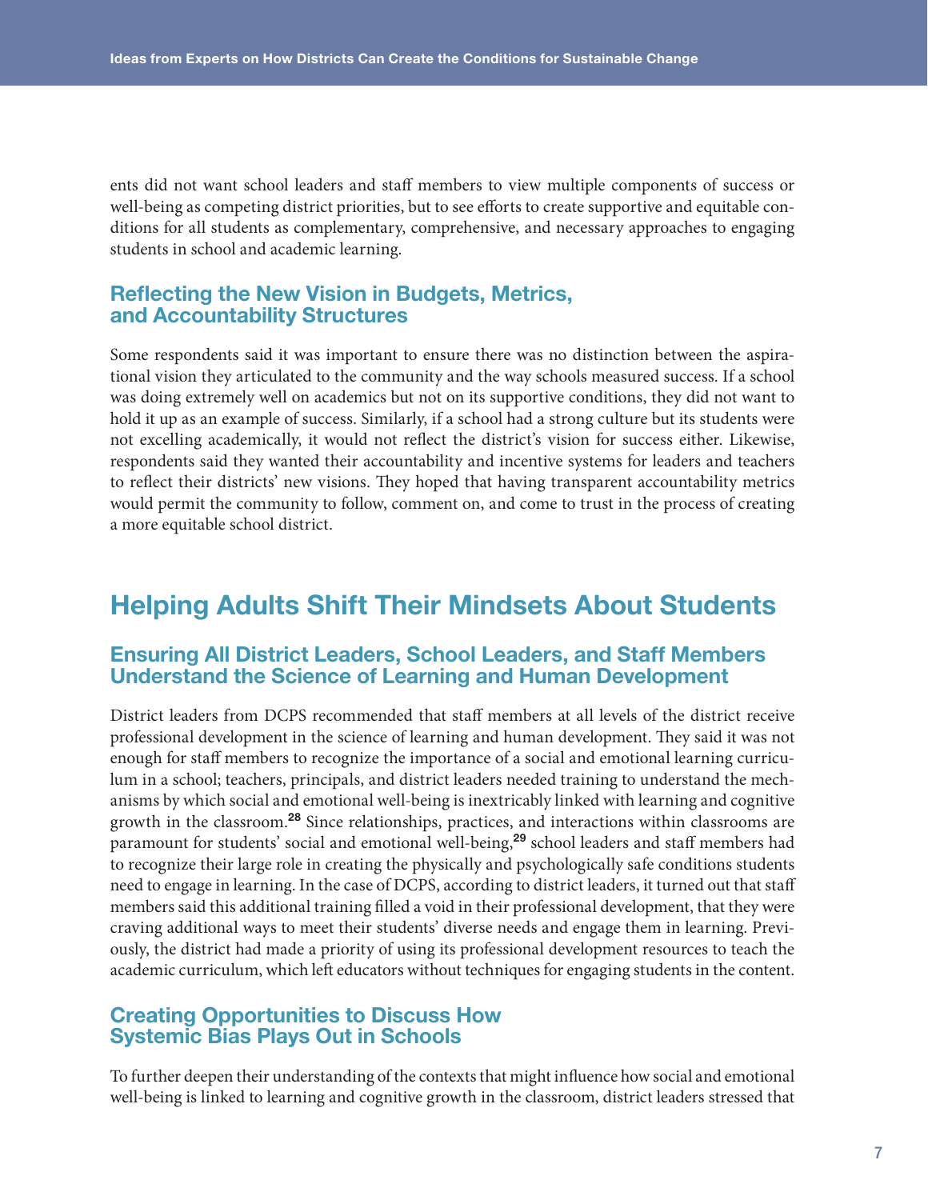ents did not want school leaders and staff members to view multiple components of success or well-being as competing district priorities, but to see efforts to create supportive and equitable conditions for all students as complementary, comprehensive, and necessary approaches to engaging students in school and academic learning.

### Reflecting the New Vision in Budgets, Metrics, and Accountability Structures

Some respondents said it was important to ensure there was no distinction between the aspirational vision they articulated to the community and the way schools measured success. If a school was doing extremely well on academics but not on its supportive conditions, they did not want to hold it up as an example of success. Similarly, if a school had a strong culture but its students were not excelling academically, it would not reflect the district's vision for success either. Likewise, respondents said they wanted their accountability and incentive systems for leaders and teachers to reflect their districts' new visions. They hoped that having transparent accountability metrics would permit the community to follow, comment on, and come to trust in the process of creating a more equitable school district.

## Helping Adults Shift Their Mindsets About Students

### Ensuring All District Leaders, School Leaders, and Staff Members Understand the Science of Learning and Human Development

District leaders from DCPS recommended that staff members at all levels of the district receive professional development in the science of learning and human development. They said it was not enough for staff members to recognize the importance of a social and emotional learning curriculum in a school; teachers, principals, and district leaders needed training to understand the mechanisms by which social and emotional well-being is inextricably linked with learning and cognitive growth in the classroom.[28] Since relationships, practices, and interactions within classrooms are paramount for students' social and emotional well-being,[29] school leaders and staff members had to recognize their large role in creating the physically and psychologically safe conditions students need to engage in learning. In the case of DCPS, according to district leaders, it turned out that staff members said this additional training filled a void in their professional development, that they were craving additional ways to meet their students' diverse needs and engage them in learning. Previously, the district had made a priority of using its professional development resources to teach the academic curriculum, which left educators without techniques for engaging students in the content.

### Creating Opportunities to Discuss How Systemic Bias Plays Out in Schools

To further deepen their understanding of the contexts that might influence how social and emotional well-being is linked to learning and cognitive growth in the classroom, district leaders stressed that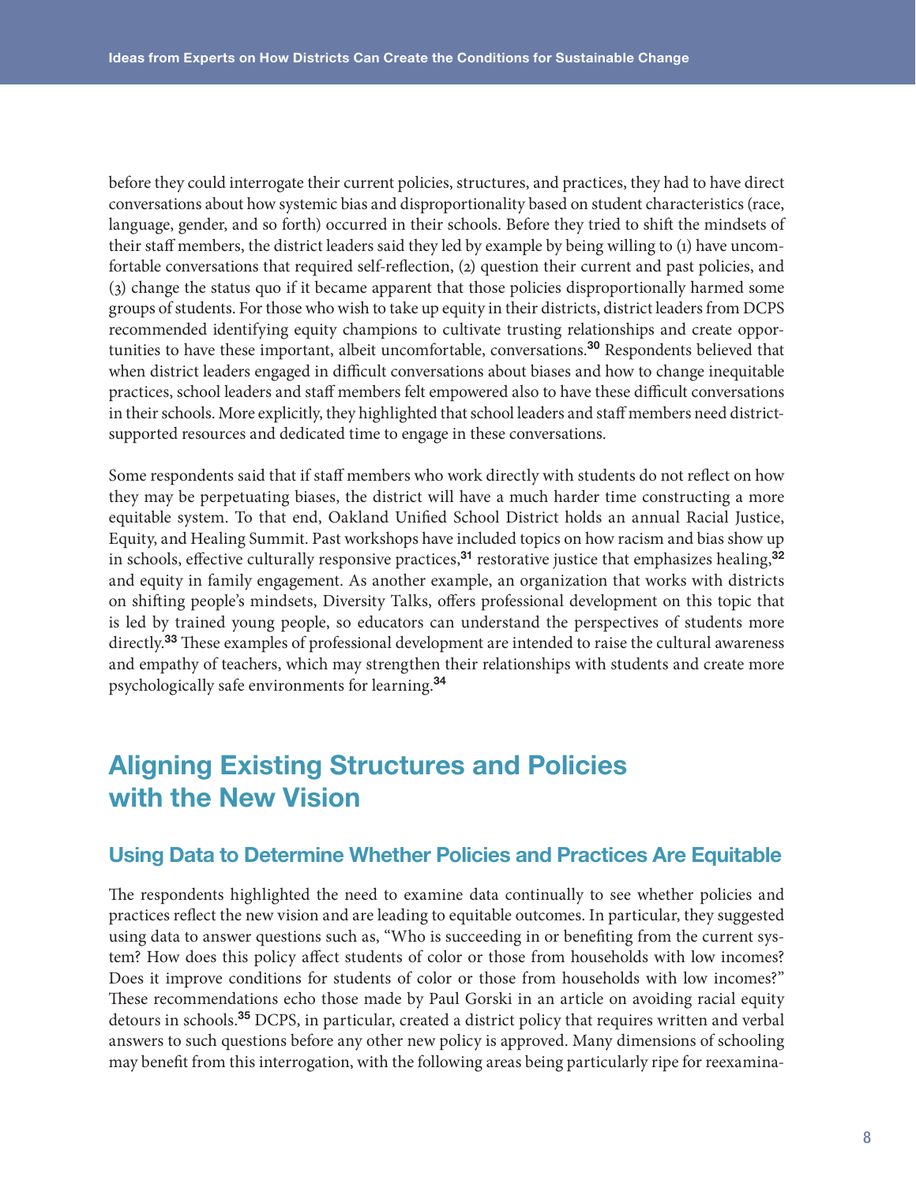before they could interrogate their current policies, structures, and practices, they had to have direct conversations about how systemic bias and disproportionality based on student characteristics (race, language, gender, and so forth) occurred in their schools. Before they tried to shift the mindsets of their staff members, the district leaders said they led by example by being willing to (1) have uncomfortable conversations that required self-reflection, (2) question their current and past policies, and (3) change the status quo if it became apparent that those policies disproportionally harmed some groups of students. For those who wish to take up equity in their districts, district leaders from DCPS recommended identifying equity champions to cultivate trusting relationships and create opportunities to have these important, albeit uncomfortable, conversations.[30] Respondents believed that when district leaders engaged in difficult conversations about biases and how to change inequitable practices, school leaders and staff members felt empowered also to have these difficult conversations in their schools. More explicitly, they highlighted that school leaders and staff members need district-supported resources and dedicated time to engage in these conversations.

Some respondents said that if staff members who work directly with students do not reflect on how they may be perpetuating biases, the district will have a much harder time constructing a more equitable system. To that end, Oakland Unified School District holds an annual Racial Justice, Equity, and Healing Summit. Past workshops have included topics on how racism and bias show up in schools, effective culturally responsive practices,[31] restorative justice that emphasizes healing,[32] and equity in family engagement. As another example, an organization that works with districts on shifting people's mindsets, Diversity Talks, offers professional development on this topic that is led by trained young people, so educators can understand the perspectives of students more directly.[33] These examples of professional development are intended to raise the cultural awareness and empathy of teachers, which may strengthen their relationships with students and create more psychologically safe environments for learning.[34]

## Aligning Existing Structures and Policies with the New Vision

### Using Data to Determine Whether Policies and Practices Are Equitable

The respondents highlighted the need to examine data continually to see whether policies and practices reflect the new vision and are leading to equitable outcomes. In particular, they suggested using data to answer questions such as, "Who is succeeding in or benefiting from the current system? How does this policy affect students of color or those from households with low incomes? Does it improve conditions for students of color or those from households with low incomes?" These recommendations echo those made by Paul Gorski in an article on avoiding racial equity detours in schools.[35] DCPS, in particular, created a district policy that requires written and verbal answers to such questions before any other new policy is approved. Many dimensions of schooling may benefit from this interrogation, with the following areas being particularly ripe for reexamina-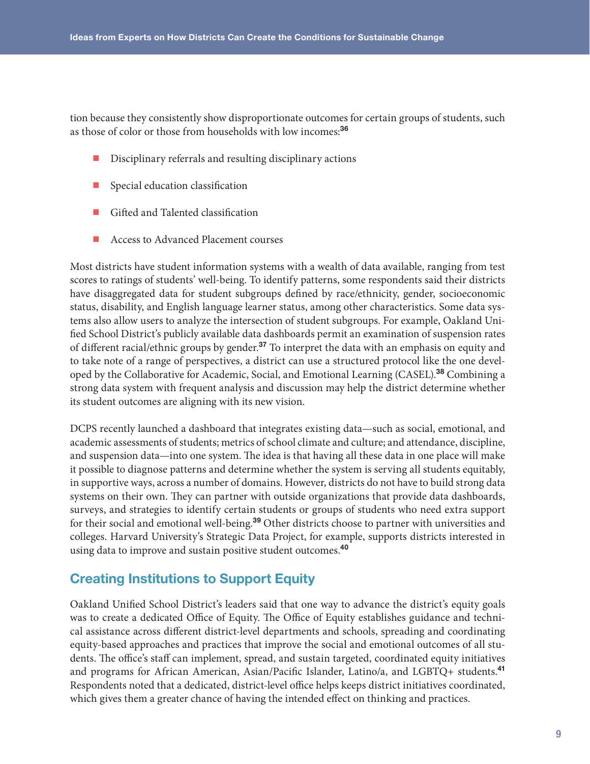tion because they consistently show disproportionate outcomes for certain groups of students, such as those of color or those from households with low incomes:[36]

- Disciplinary referrals and resulting disciplinary actions
- Special education classification
- Gifted and Talented classification
- Access to Advanced Placement courses

Most districts have student information systems with a wealth of data available, ranging from test scores to ratings of students' well-being. To identify patterns, some respondents said their districts have disaggregated data for student subgroups defined by race/ethnicity, gender, socioeconomic status, disability, and English language learner status, among other characteristics. Some data systems also allow users to analyze the intersection of student subgroups. For example, Oakland Unified School District's publicly available data dashboards permit an examination of suspension rates of different racial/ethnic groups by gender.[37] To interpret the data with an emphasis on equity and to take note of a range of perspectives, a district can use a structured protocol like the one developed by the Collaborative for Academic, Social, and Emotional Learning (CASEL).[38] Combining a strong data system with frequent analysis and discussion may help the district determine whether its student outcomes are aligning with its new vision.

DCPS recently launched a dashboard that integrates existing data—such as social, emotional, and academic assessments of students; metrics of school climate and culture; and attendance, discipline, and suspension data—into one system. The idea is that having all these data in one place will make it possible to diagnose patterns and determine whether the system is serving all students equitably, in supportive ways, across a number of domains. However, districts do not have to build strong data systems on their own. They can partner with outside organizations that provide data dashboards, surveys, and strategies to identify certain students or groups of students who need extra support for their social and emotional well-being.[39] Other districts choose to partner with universities and colleges. Harvard University's Strategic Data Project, for example, supports districts interested in using data to improve and sustain positive student outcomes.[40]

## Creating Institutions to Support Equity

Oakland Unified School District's leaders said that one way to advance the district's equity goals was to create a dedicated Office of Equity. The Office of Equity establishes guidance and technical assistance across different district-level departments and schools, spreading and coordinating equity-based approaches and practices that improve the social and emotional outcomes of all students. The office's staff can implement, spread, and sustain targeted, coordinated equity initiatives and programs for African American, Asian/Pacific Islander, Latino/a, and LGBTQ+ students.[41] Respondents noted that a dedicated, district-level office helps keeps district initiatives coordinated, which gives them a greater chance of having the intended effect on thinking and practices.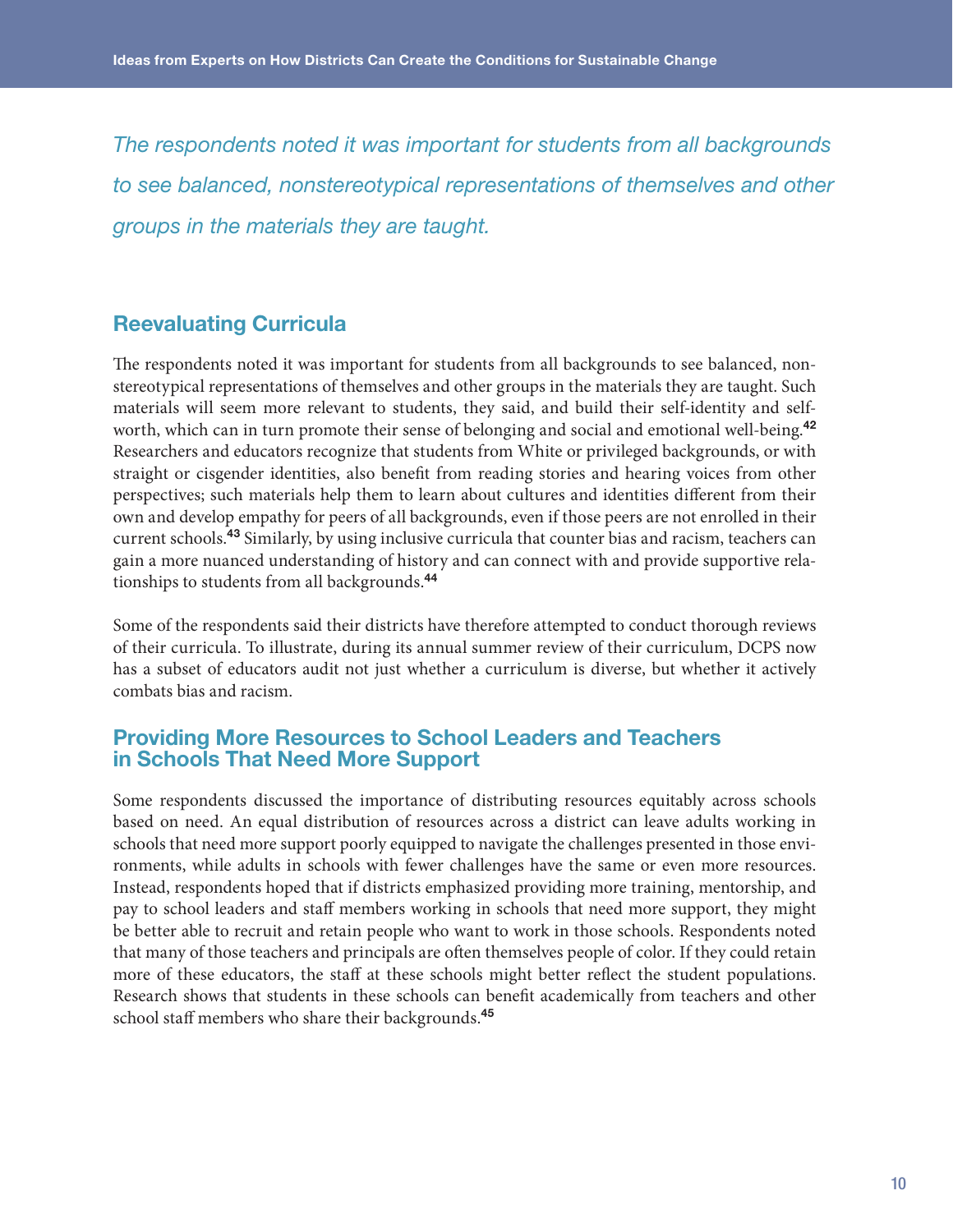*The respondents noted it was important for students from all backgrounds to see balanced, nonstereotypical representations of themselves and other groups in the materials they are taught.*

## Reevaluating Curricula

The respondents noted it was important for students from all backgrounds to see balanced, non-stereotypical representations of themselves and other groups in the materials they are taught. Such materials will seem more relevant to students, they said, and build their self-identity and self-worth, which can in turn promote their sense of belonging and social and emotional well-being.[42] Researchers and educators recognize that students from White or privileged backgrounds, or with straight or cisgender identities, also benefit from reading stories and hearing voices from other perspectives; such materials help them to learn about cultures and identities different from their own and develop empathy for peers of all backgrounds, even if those peers are not enrolled in their current schools.[43] Similarly, by using inclusive curricula that counter bias and racism, teachers can gain a more nuanced understanding of history and can connect with and provide supportive relationships to students from all backgrounds.[44]

Some of the respondents said their districts have therefore attempted to conduct thorough reviews of their curricula. To illustrate, during its annual summer review of their curriculum, DCPS now has a subset of educators audit not just whether a curriculum is diverse, but whether it actively combats bias and racism.

## Providing More Resources to School Leaders and Teachers in Schools That Need More Support

Some respondents discussed the importance of distributing resources equitably across schools based on need. An equal distribution of resources across a district can leave adults working in schools that need more support poorly equipped to navigate the challenges presented in those environments, while adults in schools with fewer challenges have the same or even more resources. Instead, respondents hoped that if districts emphasized providing more training, mentorship, and pay to school leaders and staff members working in schools that need more support, they might be better able to recruit and retain people who want to work in those schools. Respondents noted that many of those teachers and principals are often themselves people of color. If they could retain more of these educators, the staff at these schools might better reflect the student populations. Research shows that students in these schools can benefit academically from teachers and other school staff members who share their backgrounds.[45]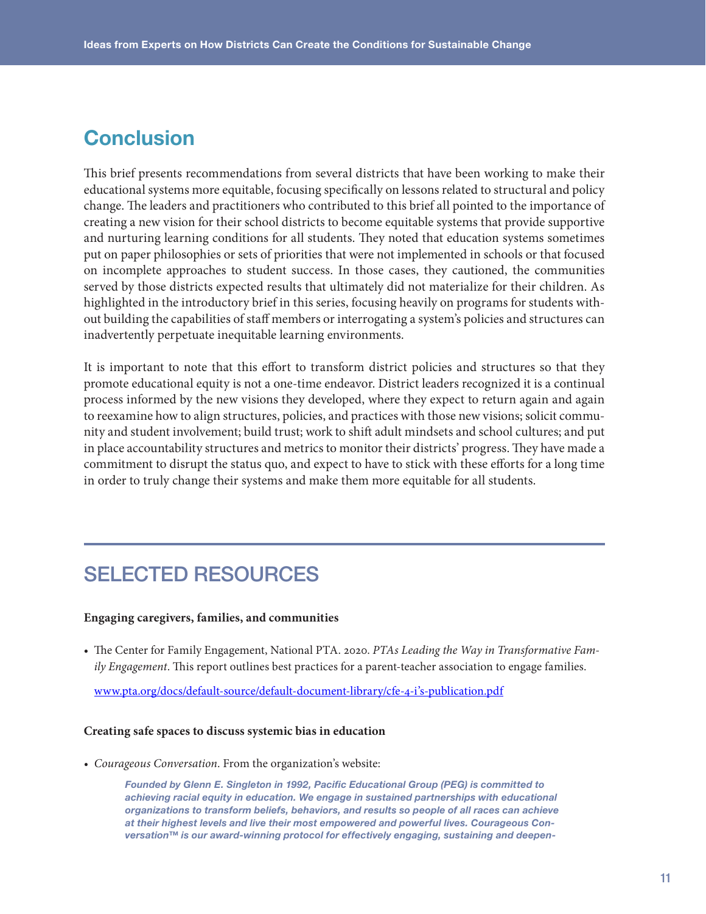## Conclusion

This brief presents recommendations from several districts that have been working to make their educational systems more equitable, focusing specifically on lessons related to structural and policy change. The leaders and practitioners who contributed to this brief all pointed to the importance of creating a new vision for their school districts to become equitable systems that provide supportive and nurturing learning conditions for all students. They noted that education systems sometimes put on paper philosophies or sets of priorities that were not implemented in schools or that focused on incomplete approaches to student success. In those cases, they cautioned, the communities served by those districts expected results that ultimately did not materialize for their children. As highlighted in the introductory brief in this series, focusing heavily on programs for students without building the capabilities of staff members or interrogating a system's policies and structures can inadvertently perpetuate inequitable learning environments.

It is important to note that this effort to transform district policies and structures so that they promote educational equity is not a one-time endeavor. District leaders recognized it is a continual process informed by the new visions they developed, where they expect to return again and again to reexamine how to align structures, policies, and practices with those new visions; solicit community and student involvement; build trust; work to shift adult mindsets and school cultures; and put in place accountability structures and metrics to monitor their districts' progress. They have made a commitment to disrupt the status quo, and expect to have to stick with these efforts for a long time in order to truly change their systems and make them more equitable for all students.

---

## SELECTED RESOURCES

**Engaging caregivers, families, and communities**

- The Center for Family Engagement, National PTA. 2020. *PTAs Leading the Way in Transformative Family Engagement*. This report outlines best practices for a parent-teacher association to engage families.

  www.pta.org/docs/default-source/default-document-library/cfe-4-i's-publication.pdf

**Creating safe spaces to discuss systemic bias in education**

- *Courageous Conversation*. From the organization's website:

  > ***Founded by Glenn E. Singleton in 1992, Pacific Educational Group (PEG) is committed to achieving racial equity in education. We engage in sustained partnerships with educational organizations to transform beliefs, behaviors, and results so people of all races can achieve at their highest levels and live their most empowered and powerful lives. Courageous Conversation™ is our award-winning protocol for effectively engaging, sustaining and deepen-***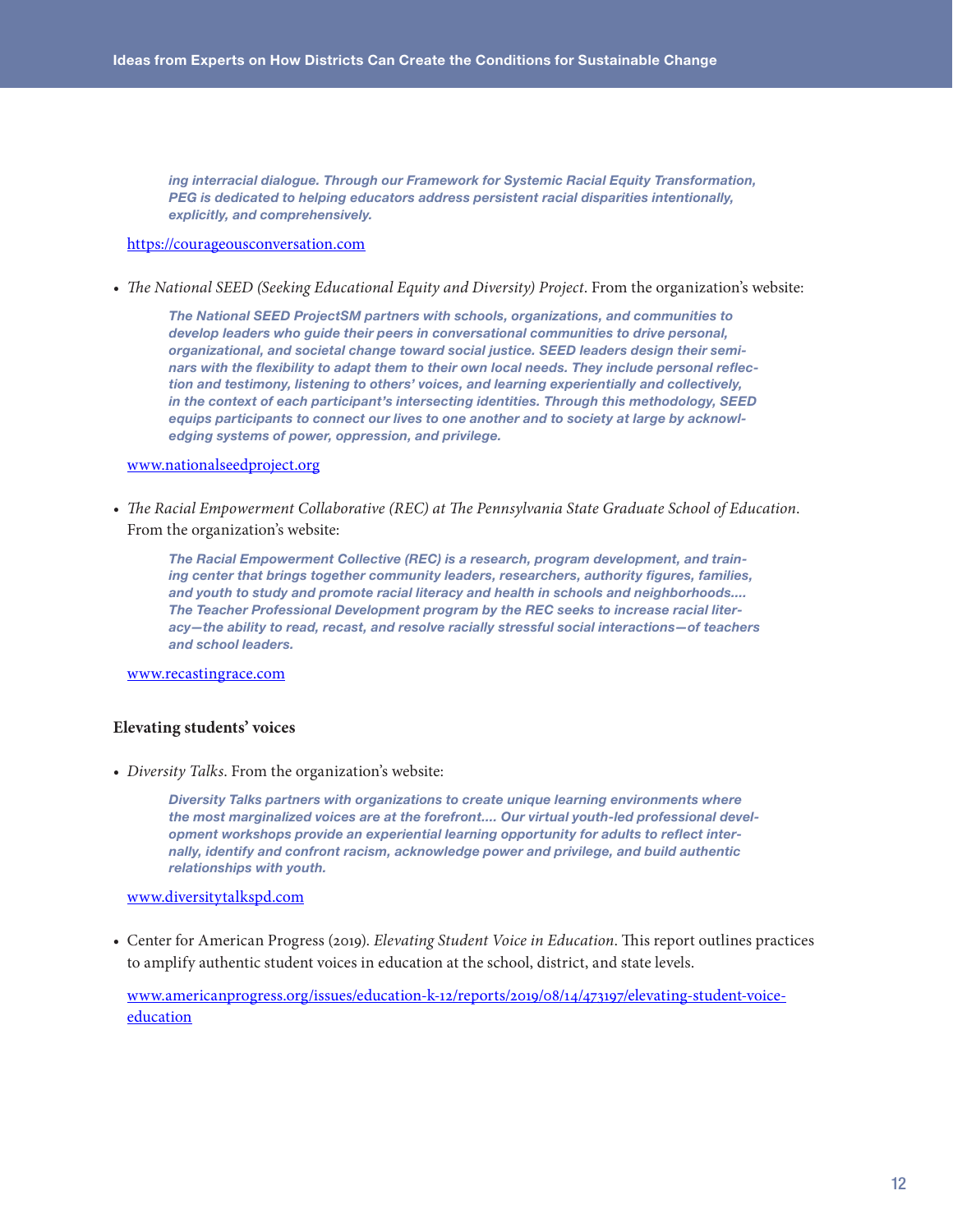> *ing interracial dialogue. Through our Framework for Systemic Racial Equity Transformation, PEG is dedicated to helping educators address persistent racial disparities intentionally, explicitly, and comprehensively.*

https://courageousconversation.com

- *The National SEED (Seeking Educational Equity and Diversity) Project*. From the organization's website:

> *The National SEED ProjectSM partners with schools, organizations, and communities to develop leaders who guide their peers in conversational communities to drive personal, organizational, and societal change toward social justice. SEED leaders design their seminars with the flexibility to adapt them to their own local needs. They include personal reflection and testimony, listening to others' voices, and learning experientially and collectively, in the context of each participant's intersecting identities. Through this methodology, SEED equips participants to connect our lives to one another and to society at large by acknowledging systems of power, oppression, and privilege.*

www.nationalseedproject.org

- *The Racial Empowerment Collaborative (REC) at The Pennsylvania State Graduate School of Education*. From the organization's website:

> *The Racial Empowerment Collective (REC) is a research, program development, and training center that brings together community leaders, researchers, authority figures, families, and youth to study and promote racial literacy and health in schools and neighborhoods.... The Teacher Professional Development program by the REC seeks to increase racial literacy—the ability to read, recast, and resolve racially stressful social interactions—of teachers and school leaders.*

www.recastingrace.com

**Elevating students' voices**

- *Diversity Talks*. From the organization's website:

> *Diversity Talks partners with organizations to create unique learning environments where the most marginalized voices are at the forefront.... Our virtual youth-led professional development workshops provide an experiential learning opportunity for adults to reflect internally, identify and confront racism, acknowledge power and privilege, and build authentic relationships with youth.*

www.diversitytalkspd.com

- Center for American Progress (2019). *Elevating Student Voice in Education*. This report outlines practices to amplify authentic student voices in education at the school, district, and state levels.

www.americanprogress.org/issues/education-k-12/reports/2019/08/14/473197/elevating-student-voice-education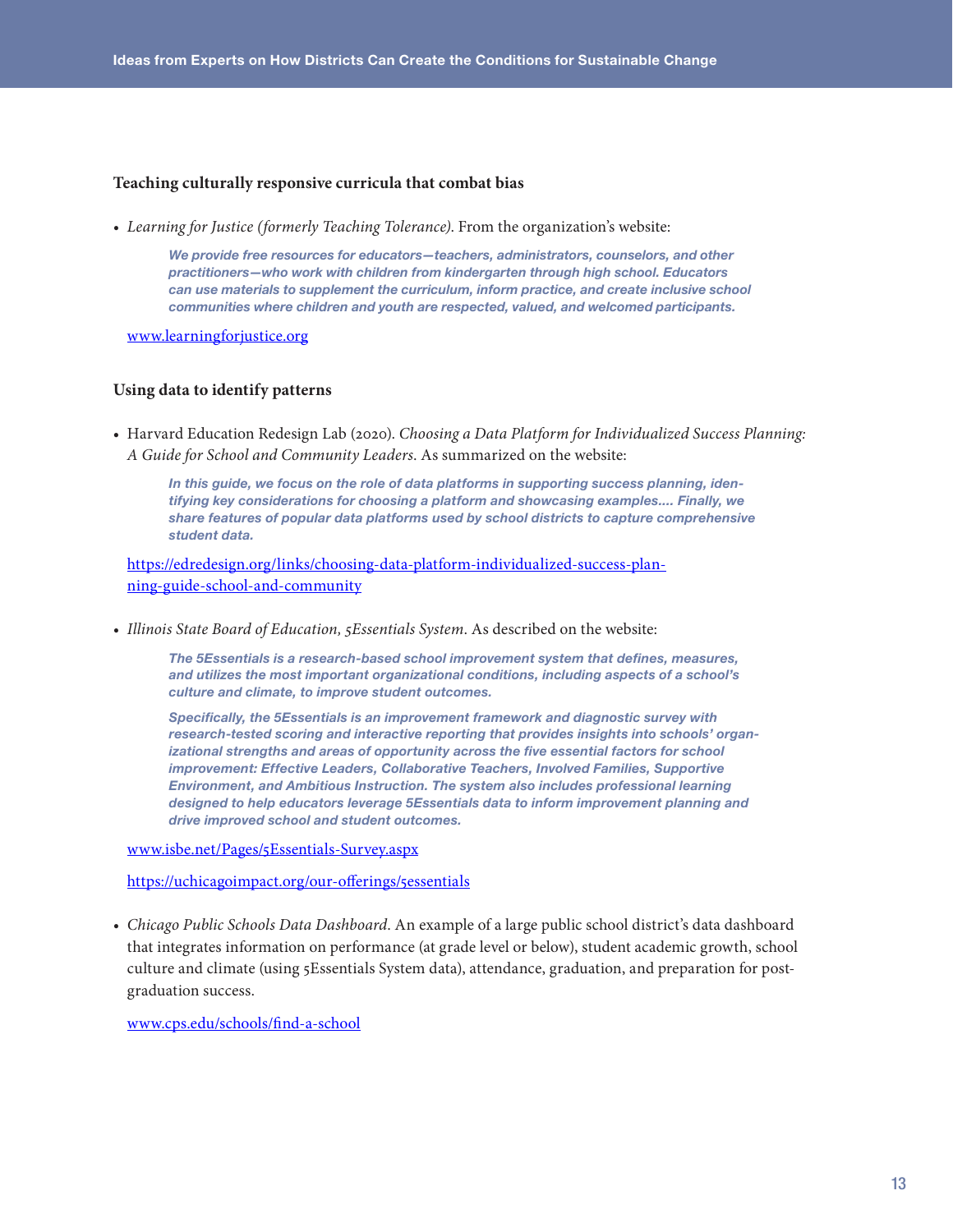### Teaching culturally responsive curricula that combat bias

- *Learning for Justice (formerly Teaching Tolerance).* From the organization's website:

  > ***We provide free resources for educators—teachers, administrators, counselors, and other practitioners—who work with children from kindergarten through high school. Educators can use materials to supplement the curriculum, inform practice, and create inclusive school communities where children and youth are respected, valued, and welcomed participants.***

  www.learningforjustice.org

### Using data to identify patterns

- Harvard Education Redesign Lab (2020). *Choosing a Data Platform for Individualized Success Planning: A Guide for School and Community Leaders.* As summarized on the website:

  > ***In this guide, we focus on the role of data platforms in supporting success planning, identifying key considerations for choosing a platform and showcasing examples.... Finally, we share features of popular data platforms used by school districts to capture comprehensive student data.***

  https://edredesign.org/links/choosing-data-platform-individualized-success-planning-guide-school-and-community

- *Illinois State Board of Education, 5Essentials System.* As described on the website:

  > ***The 5Essentials is a research-based school improvement system that defines, measures, and utilizes the most important organizational conditions, including aspects of a school's culture and climate, to improve student outcomes.***
  >
  > ***Specifically, the 5Essentials is an improvement framework and diagnostic survey with research-tested scoring and interactive reporting that provides insights into schools' organizational strengths and areas of opportunity across the five essential factors for school improvement: Effective Leaders, Collaborative Teachers, Involved Families, Supportive Environment, and Ambitious Instruction. The system also includes professional learning designed to help educators leverage 5Essentials data to inform improvement planning and drive improved school and student outcomes.***

  www.isbe.net/Pages/5Essentials-Survey.aspx

  https://uchicagoimpact.org/our-offerings/5essentials

- *Chicago Public Schools Data Dashboard.* An example of a large public school district's data dashboard that integrates information on performance (at grade level or below), student academic growth, school culture and climate (using 5Essentials System data), attendance, graduation, and preparation for post-graduation success.

  www.cps.edu/schools/find-a-school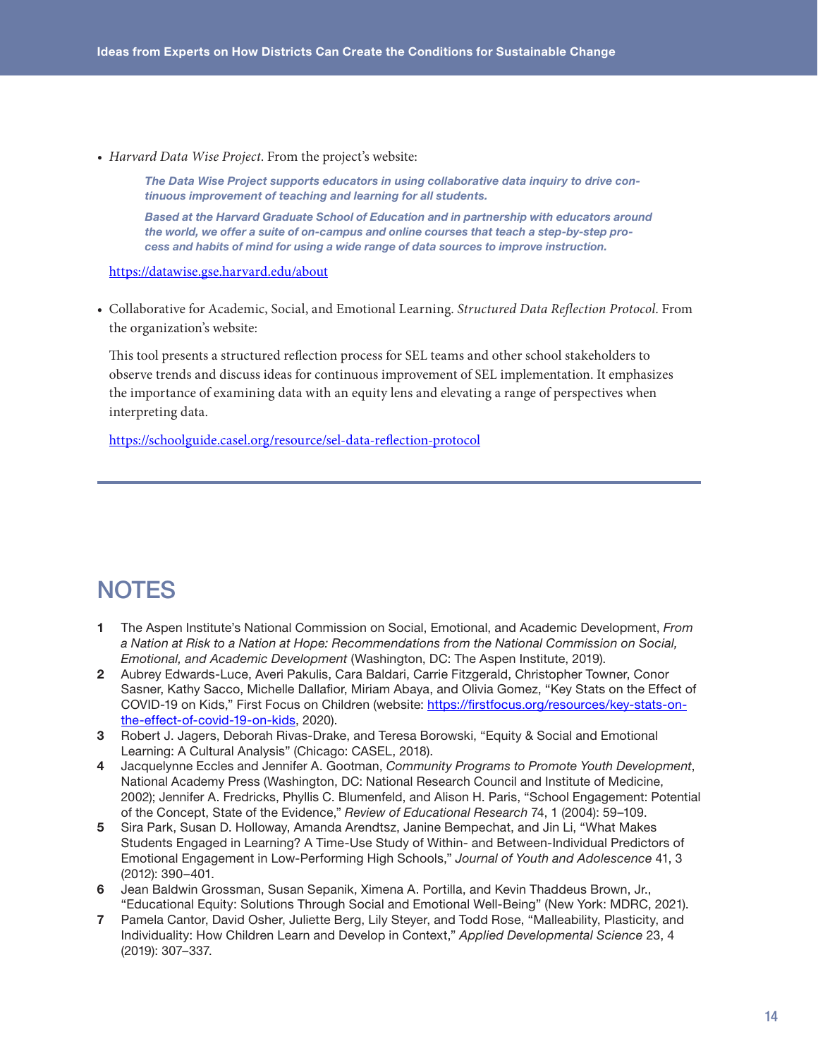- *Harvard Data Wise Project.* From the project's website:

  > ***The Data Wise Project supports educators in using collaborative data inquiry to drive continuous improvement of teaching and learning for all students.***
  >
  > ***Based at the Harvard Graduate School of Education and in partnership with educators around the world, we offer a suite of on-campus and online courses that teach a step-by-step process and habits of mind for using a wide range of data sources to improve instruction.***

  https://datawise.gse.harvard.edu/about

- Collaborative for Academic, Social, and Emotional Learning. *Structured Data Reflection Protocol.* From the organization's website:

  This tool presents a structured reflection process for SEL teams and other school stakeholders to observe trends and discuss ideas for continuous improvement of SEL implementation. It emphasizes the importance of examining data with an equity lens and elevating a range of perspectives when interpreting data.

  https://schoolguide.casel.org/resource/sel-data-reflection-protocol

---

## NOTES

**1** The Aspen Institute's National Commission on Social, Emotional, and Academic Development, *From a Nation at Risk to a Nation at Hope: Recommendations from the National Commission on Social, Emotional, and Academic Development* (Washington, DC: The Aspen Institute, 2019).

**2** Aubrey Edwards-Luce, Averi Pakulis, Cara Baldari, Carrie Fitzgerald, Christopher Towner, Conor Sasner, Kathy Sacco, Michelle Dallafior, Miriam Abaya, and Olivia Gomez, "Key Stats on the Effect of COVID-19 on Kids," First Focus on Children (website: https://firstfocus.org/resources/key-stats-on-the-effect-of-covid-19-on-kids, 2020).

**3** Robert J. Jagers, Deborah Rivas-Drake, and Teresa Borowski, "Equity & Social and Emotional Learning: A Cultural Analysis" (Chicago: CASEL, 2018).

**4** Jacquelynne Eccles and Jennifer A. Gootman, *Community Programs to Promote Youth Development*, National Academy Press (Washington, DC: National Research Council and Institute of Medicine, 2002); Jennifer A. Fredricks, Phyllis C. Blumenfeld, and Alison H. Paris, "School Engagement: Potential of the Concept, State of the Evidence," *Review of Educational Research* 74, 1 (2004): 59–109.

**5** Sira Park, Susan D. Holloway, Amanda Arendtsz, Janine Bempechat, and Jin Li, "What Makes Students Engaged in Learning? A Time-Use Study of Within- and Between-Individual Predictors of Emotional Engagement in Low-Performing High Schools," *Journal of Youth and Adolescence* 41, 3 (2012): 390–401.

**6** Jean Baldwin Grossman, Susan Sepanik, Ximena A. Portilla, and Kevin Thaddeus Brown, Jr., "Educational Equity: Solutions Through Social and Emotional Well-Being" (New York: MDRC, 2021).

**7** Pamela Cantor, David Osher, Juliette Berg, Lily Steyer, and Todd Rose, "Malleability, Plasticity, and Individuality: How Children Learn and Develop in Context," *Applied Developmental Science* 23, 4 (2019): 307–337.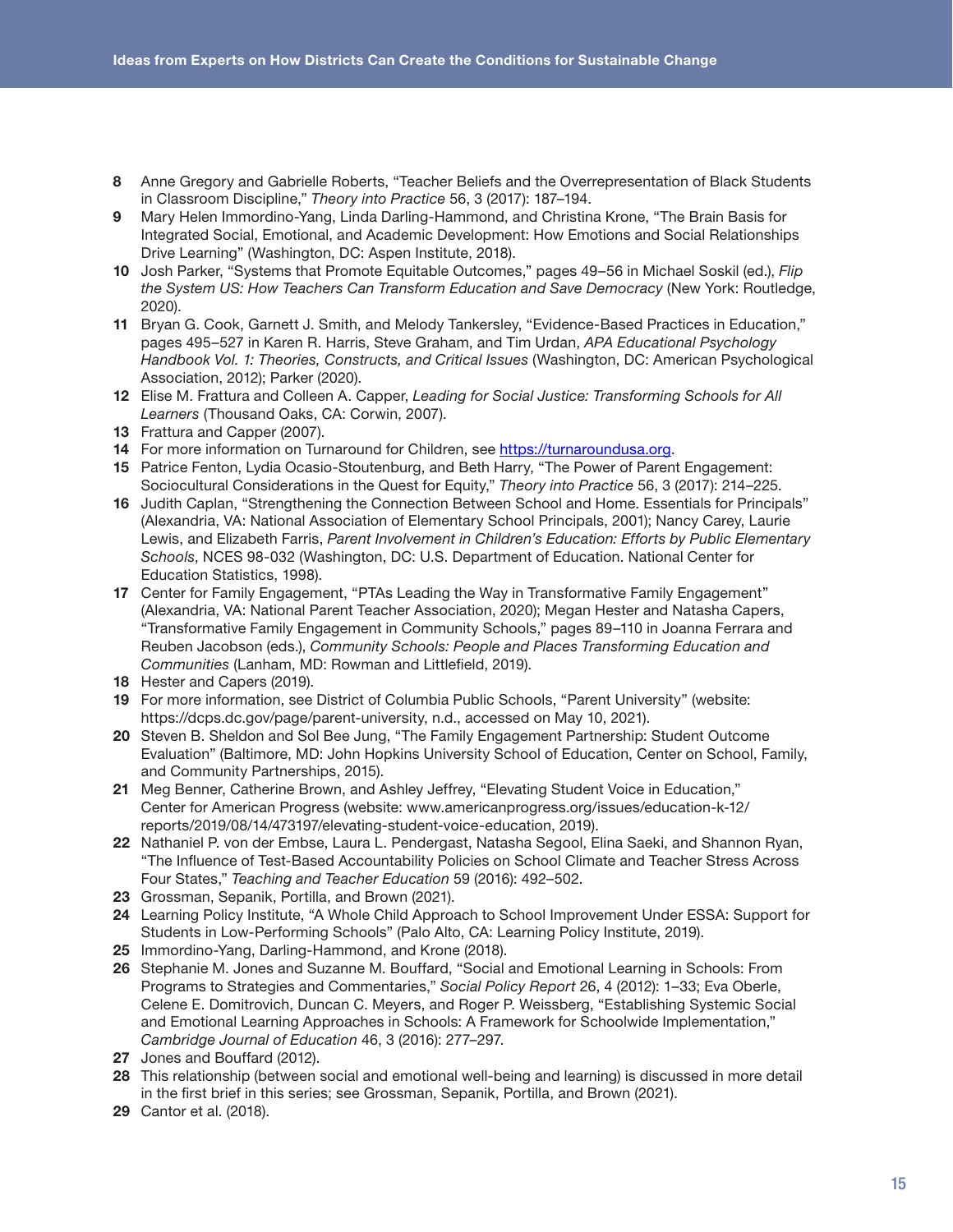8 Anne Gregory and Gabrielle Roberts, "Teacher Beliefs and the Overrepresentation of Black Students in Classroom Discipline," *Theory into Practice* 56, 3 (2017): 187–194.

9 Mary Helen Immordino-Yang, Linda Darling-Hammond, and Christina Krone, "The Brain Basis for Integrated Social, Emotional, and Academic Development: How Emotions and Social Relationships Drive Learning" (Washington, DC: Aspen Institute, 2018).

10 Josh Parker, "Systems that Promote Equitable Outcomes," pages 49–56 in Michael Soskil (ed.), *Flip the System US: How Teachers Can Transform Education and Save Democracy* (New York: Routledge, 2020).

11 Bryan G. Cook, Garnett J. Smith, and Melody Tankersley, "Evidence-Based Practices in Education," pages 495–527 in Karen R. Harris, Steve Graham, and Tim Urdan, *APA Educational Psychology Handbook Vol. 1: Theories, Constructs, and Critical Issues* (Washington, DC: American Psychological Association, 2012); Parker (2020).

12 Elise M. Frattura and Colleen A. Capper, *Leading for Social Justice: Transforming Schools for All Learners* (Thousand Oaks, CA: Corwin, 2007).

13 Frattura and Capper (2007).

14 For more information on Turnaround for Children, see [https://turnaroundusa.org](https://turnaroundusa.org).

15 Patrice Fenton, Lydia Ocasio-Stoutenburg, and Beth Harry, "The Power of Parent Engagement: Sociocultural Considerations in the Quest for Equity," *Theory into Practice* 56, 3 (2017): 214–225.

16 Judith Caplan, "Strengthening the Connection Between School and Home. Essentials for Principals" (Alexandria, VA: National Association of Elementary School Principals, 2001); Nancy Carey, Laurie Lewis, and Elizabeth Farris, *Parent Involvement in Children's Education: Efforts by Public Elementary Schools*, NCES 98-032 (Washington, DC: U.S. Department of Education. National Center for Education Statistics, 1998).

17 Center for Family Engagement, "PTAs Leading the Way in Transformative Family Engagement" (Alexandria, VA: National Parent Teacher Association, 2020); Megan Hester and Natasha Capers, "Transformative Family Engagement in Community Schools," pages 89–110 in Joanna Ferrara and Reuben Jacobson (eds.), *Community Schools: People and Places Transforming Education and Communities* (Lanham, MD: Rowman and Littlefield, 2019).

18 Hester and Capers (2019).

19 For more information, see District of Columbia Public Schools, "Parent University" (website: https://dcps.dc.gov/page/parent-university, n.d., accessed on May 10, 2021).

20 Steven B. Sheldon and Sol Bee Jung, "The Family Engagement Partnership: Student Outcome Evaluation" (Baltimore, MD: John Hopkins University School of Education, Center on School, Family, and Community Partnerships, 2015).

21 Meg Benner, Catherine Brown, and Ashley Jeffrey, "Elevating Student Voice in Education," Center for American Progress (website: www.americanprogress.org/issues/education-k-12/reports/2019/08/14/473197/elevating-student-voice-education, 2019).

22 Nathaniel P. von der Embse, Laura L. Pendergast, Natasha Segool, Elina Saeki, and Shannon Ryan, "The Influence of Test-Based Accountability Policies on School Climate and Teacher Stress Across Four States," *Teaching and Teacher Education* 59 (2016): 492–502.

23 Grossman, Sepanik, Portilla, and Brown (2021).

24 Learning Policy Institute, "A Whole Child Approach to School Improvement Under ESSA: Support for Students in Low-Performing Schools" (Palo Alto, CA: Learning Policy Institute, 2019).

25 Immordino-Yang, Darling-Hammond, and Krone (2018).

26 Stephanie M. Jones and Suzanne M. Bouffard, "Social and Emotional Learning in Schools: From Programs to Strategies and Commentaries," *Social Policy Report* 26, 4 (2012): 1–33; Eva Oberle, Celene E. Domitrovich, Duncan C. Meyers, and Roger P. Weissberg, "Establishing Systemic Social and Emotional Learning Approaches in Schools: A Framework for Schoolwide Implementation," *Cambridge Journal of Education* 46, 3 (2016): 277–297.

27 Jones and Bouffard (2012).

28 This relationship (between social and emotional well-being and learning) is discussed in more detail in the first brief in this series; see Grossman, Sepanik, Portilla, and Brown (2021).

29 Cantor et al. (2018).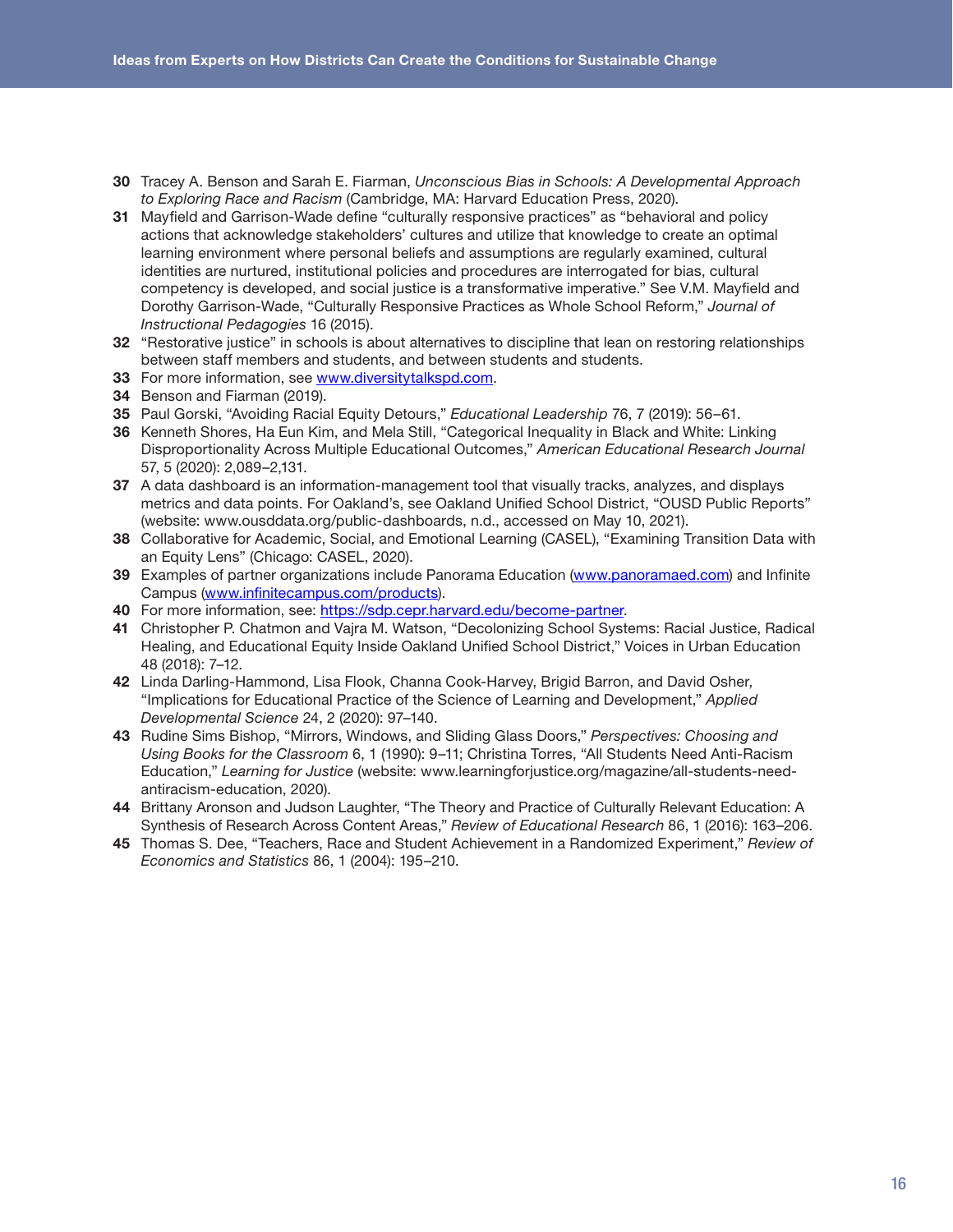**30** Tracey A. Benson and Sarah E. Fiarman, *Unconscious Bias in Schools: A Developmental Approach to Exploring Race and Racism* (Cambridge, MA: Harvard Education Press, 2020).

**31** Mayfield and Garrison-Wade define "culturally responsive practices" as "behavioral and policy actions that acknowledge stakeholders' cultures and utilize that knowledge to create an optimal learning environment where personal beliefs and assumptions are regularly examined, cultural identities are nurtured, institutional policies and procedures are interrogated for bias, cultural competency is developed, and social justice is a transformative imperative." See V.M. Mayfield and Dorothy Garrison-Wade, "Culturally Responsive Practices as Whole School Reform," *Journal of Instructional Pedagogies* 16 (2015).

**32** "Restorative justice" in schools is about alternatives to discipline that lean on restoring relationships between staff members and students, and between students and students.

**33** For more information, see [www.diversitytalkspd.com](http://www.diversitytalkspd.com).

**34** Benson and Fiarman (2019).

**35** Paul Gorski, "Avoiding Racial Equity Detours," *Educational Leadership* 76, 7 (2019): 56–61.

**36** Kenneth Shores, Ha Eun Kim, and Mela Still, "Categorical Inequality in Black and White: Linking Disproportionality Across Multiple Educational Outcomes," *American Educational Research Journal* 57, 5 (2020): 2,089–2,131.

**37** A data dashboard is an information-management tool that visually tracks, analyzes, and displays metrics and data points. For Oakland's, see Oakland Unified School District, "OUSD Public Reports" (website: www.ousddata.org/public-dashboards, n.d., accessed on May 10, 2021).

**38** Collaborative for Academic, Social, and Emotional Learning (CASEL), "Examining Transition Data with an Equity Lens" (Chicago: CASEL, 2020).

**39** Examples of partner organizations include Panorama Education ([www.panoramaed.com](http://www.panoramaed.com)) and Infinite Campus ([www.infinitecampus.com/products](http://www.infinitecampus.com/products)).

**40** For more information, see: [https://sdp.cepr.harvard.edu/become-partner](https://sdp.cepr.harvard.edu/become-partner).

**41** Christopher P. Chatmon and Vajra M. Watson, "Decolonizing School Systems: Racial Justice, Radical Healing, and Educational Equity Inside Oakland Unified School District," Voices in Urban Education 48 (2018): 7–12.

**42** Linda Darling-Hammond, Lisa Flook, Channa Cook-Harvey, Brigid Barron, and David Osher, "Implications for Educational Practice of the Science of Learning and Development," *Applied Developmental Science* 24, 2 (2020): 97–140.

**43** Rudine Sims Bishop, "Mirrors, Windows, and Sliding Glass Doors," *Perspectives: Choosing and Using Books for the Classroom* 6, 1 (1990): 9–11; Christina Torres, "All Students Need Anti-Racism Education," *Learning for Justice* (website: www.learningforjustice.org/magazine/all-students-need-antiracism-education, 2020).

**44** Brittany Aronson and Judson Laughter, "The Theory and Practice of Culturally Relevant Education: A Synthesis of Research Across Content Areas," *Review of Educational Research* 86, 1 (2016): 163–206.

**45** Thomas S. Dee, "Teachers, Race and Student Achievement in a Randomized Experiment," *Review of Economics and Statistics* 86, 1 (2004): 195–210.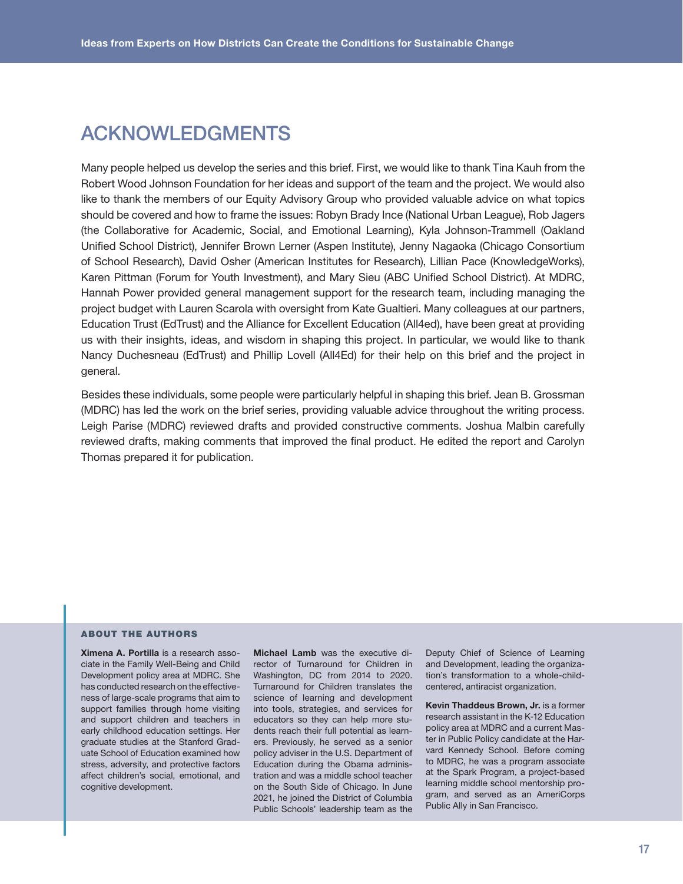## ACKNOWLEDGMENTS

Many people helped us develop the series and this brief. First, we would like to thank Tina Kauh from the Robert Wood Johnson Foundation for her ideas and support of the team and the project. We would also like to thank the members of our Equity Advisory Group who provided valuable advice on what topics should be covered and how to frame the issues: Robyn Brady Ince (National Urban League), Rob Jagers (the Collaborative for Academic, Social, and Emotional Learning), Kyla Johnson-Trammell (Oakland Unified School District), Jennifer Brown Lerner (Aspen Institute), Jenny Nagaoka (Chicago Consortium of School Research), David Osher (American Institutes for Research), Lillian Pace (KnowledgeWorks), Karen Pittman (Forum for Youth Investment), and Mary Sieu (ABC Unified School District). At MDRC, Hannah Power provided general management support for the research team, including managing the project budget with Lauren Scarola with oversight from Kate Gualtieri. Many colleagues at our partners, Education Trust (EdTrust) and the Alliance for Excellent Education (All4ed), have been great at providing us with their insights, ideas, and wisdom in shaping this project. In particular, we would like to thank Nancy Duchesneau (EdTrust) and Phillip Lovell (All4Ed) for their help on this brief and the project in general.

Besides these individuals, some people were particularly helpful in shaping this brief. Jean B. Grossman (MDRC) has led the work on the brief series, providing valuable advice throughout the writing process. Leigh Parise (MDRC) reviewed drafts and provided constructive comments. Joshua Malbin carefully reviewed drafts, making comments that improved the final product. He edited the report and Carolyn Thomas prepared it for publication.

### ABOUT THE AUTHORS

**Ximena A. Portilla** is a research associate in the Family Well-Being and Child Development policy area at MDRC. She has conducted research on the effectiveness of large-scale programs that aim to support families through home visiting and support children and teachers in early childhood education settings. Her graduate studies at the Stanford Graduate School of Education examined how stress, adversity, and protective factors affect children's social, emotional, and cognitive development.

**Michael Lamb** was the executive director of Turnaround for Children in Washington, DC from 2014 to 2020. Turnaround for Children translates the science of learning and development into tools, strategies, and services for educators so they can help more students reach their full potential as learners. Previously, he served as a senior policy adviser in the U.S. Department of Education during the Obama administration and was a middle school teacher on the South Side of Chicago. In June 2021, he joined the District of Columbia Public Schools' leadership team as the Deputy Chief of Science of Learning and Development, leading the organization's transformation to a whole-child-centered, antiracist organization.

**Kevin Thaddeus Brown, Jr.** is a former research assistant in the K-12 Education policy area at MDRC and a current Master in Public Policy candidate at the Harvard Kennedy School. Before coming to MDRC, he was a program associate at the Spark Program, a project-based learning middle school mentorship program, and served as an AmeriCorps Public Ally in San Francisco.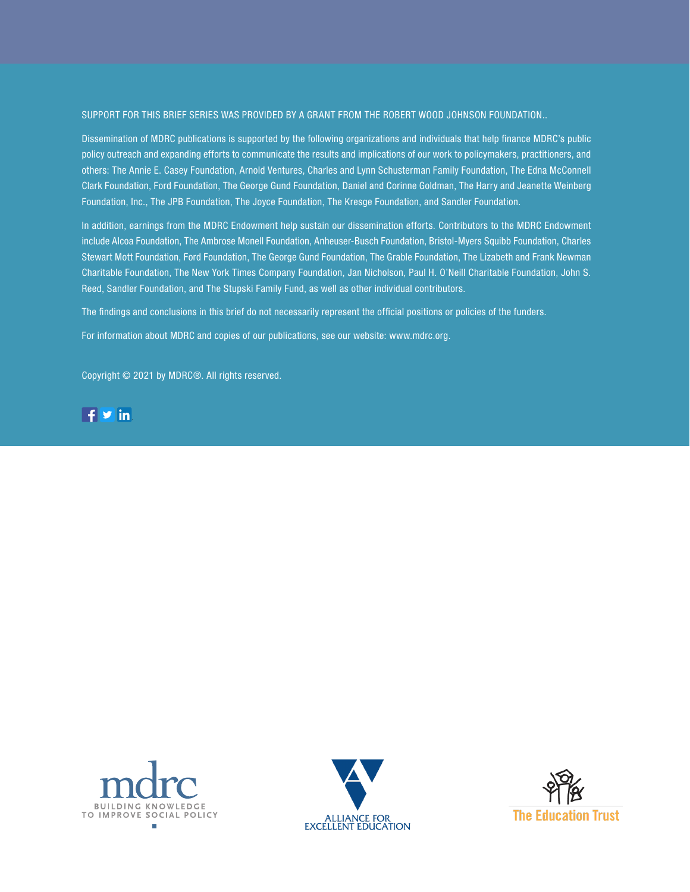SUPPORT FOR THIS BRIEF SERIES WAS PROVIDED BY A GRANT FROM THE ROBERT WOOD JOHNSON FOUNDATION..

Dissemination of MDRC publications is supported by the following organizations and individuals that help finance MDRC's public policy outreach and expanding efforts to communicate the results and implications of our work to policymakers, practitioners, and others: The Annie E. Casey Foundation, Arnold Ventures, Charles and Lynn Schusterman Family Foundation, The Edna McConnell Clark Foundation, Ford Foundation, The George Gund Foundation, Daniel and Corinne Goldman, The Harry and Jeanette Weinberg Foundation, Inc., The JPB Foundation, The Joyce Foundation, The Kresge Foundation, and Sandler Foundation.

In addition, earnings from the MDRC Endowment help sustain our dissemination efforts. Contributors to the MDRC Endowment include Alcoa Foundation, The Ambrose Monell Foundation, Anheuser-Busch Foundation, Bristol-Myers Squibb Foundation, Charles Stewart Mott Foundation, Ford Foundation, The George Gund Foundation, The Grable Foundation, The Lizabeth and Frank Newman Charitable Foundation, The New York Times Company Foundation, Jan Nicholson, Paul H. O'Neill Charitable Foundation, John S. Reed, Sandler Foundation, and The Stupski Family Fund, as well as other individual contributors.

The findings and conclusions in this brief do not necessarily represent the official positions or policies of the funders.

For information about MDRC and copies of our publications, see our website: www.mdrc.org.

Copyright © 2021 by MDRC®. All rights reserved.

mdrc
BUILDING KNOWLEDGE
TO IMPROVE SOCIAL POLICY

ALLIANCE FOR
EXCELLENT EDUCATION

The Education Trust